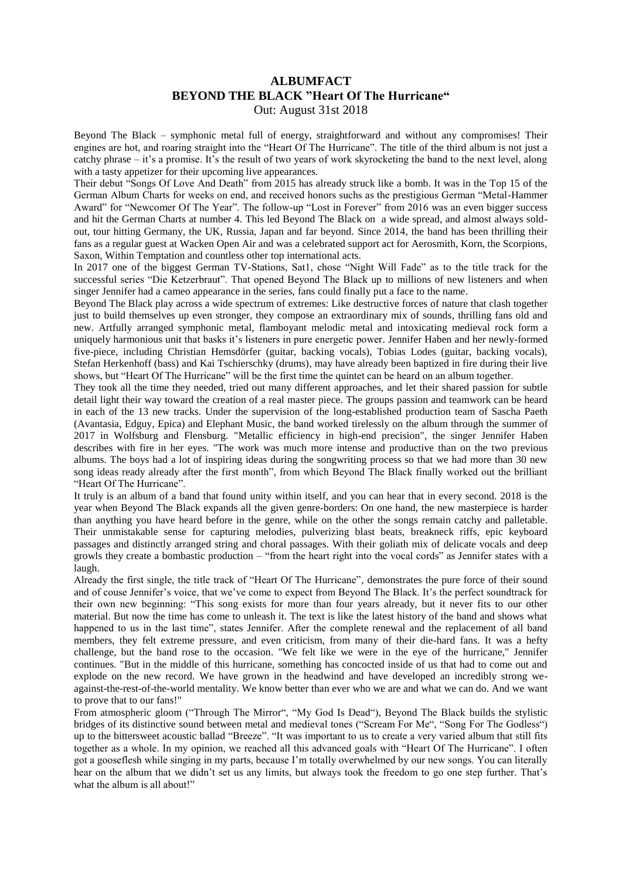# ALBUMFACT
## BEYOND THE BLACK ”Heart Of The Hurricane“
Out: August 31st 2018

Beyond The Black – symphonic metal full of energy, straightforward and without any compromises! Their engines are hot, and roaring straight into the “Heart Of The Hurricane”. The title of the third album is not just a catchy phrase – it’s a promise. It’s the result of two years of work skyrocketing the band to the next level, along with a tasty appetizer for their upcoming live appearances.

Their debut “Songs Of Love And Death” from 2015 has already struck like a bomb. It was in the Top 15 of the German Album Charts for weeks on end, and received honors suchs as the prestigious German “Metal-Hammer Award” for “Newcomer Of The Year”. The follow-up “Lost in Forever” from 2016 was an even bigger success and hit the German Charts at number 4. This led Beyond The Black on a wide spread, and almost always sold-out, tour hitting Germany, the UK, Russia, Japan and far beyond. Since 2014, the band has been thrilling their fans as a regular guest at Wacken Open Air and was a celebrated support act for Aerosmith, Korn, the Scorpions, Saxon, Within Temptation and countless other top international acts.

In 2017 one of the biggest German TV-Stations, Sat1, chose “Night Will Fade” as to the title track for the successful series “Die Ketzerbraut”. That opened Beyond The Black up to millions of new listeners and when singer Jennifer had a cameo appearance in the series, fans could finally put a face to the name.

Beyond The Black play across a wide spectrum of extremes: Like destructive forces of nature that clash together just to build themselves up even stronger, they compose an extraordinary mix of sounds, thrilling fans old and new. Artfully arranged symphonic metal, flamboyant melodic metal and intoxicating medieval rock form a uniquely harmonious unit that basks it’s listeners in pure energetic power. Jennifer Haben and her newly-formed five-piece, including Christian Hemsdörfer (guitar, backing vocals), Tobias Lodes (guitar, backing vocals), Stefan Herkenhoff (bass) and Kai Tschierschky (drums), may have already been baptized in fire during their live shows, but “Heart Of The Hurricane” will be the first time the quintet can be heard on an album together.

They took all the time they needed, tried out many different approaches, and let their shared passion for subtle detail light their way toward the creation of a real master piece. The groups passion and teamwork can be heard in each of the 13 new tracks. Under the supervision of the long-established production team of Sascha Paeth (Avantasia, Edguy, Epica) and Elephant Music, the band worked tirelessly on the album through the summer of 2017 in Wolfsburg and Flensburg. "Metallic efficiency in high-end precision", the singer Jennifer Haben describes with fire in her eyes. "The work was much more intense and productive than on the two previous albums. The boys had a lot of inspiring ideas during the songwriting process so that we had more than 30 new song ideas ready already after the first month”, from which Beyond The Black finally worked out the brilliant “Heart Of The Hurricane”.

It truly is an album of a band that found unity within itself, and you can hear that in every second. 2018 is the year when Beyond The Black expands all the given genre-borders: On one hand, the new masterpiece is harder than anything you have heard before in the genre, while on the other the songs remain catchy and palletable. Their unmistakable sense for capturing melodies, pulverizing blast beats, breakneck riffs, epic keyboard passages and distinctly arranged string and choral passages. With their goliath mix of delicate vocals and deep growls they create a bombastic production – “from the heart right into the vocal cords” as Jennifer states with a laugh.

Already the first single, the title track of “Heart Of The Hurricane”, demonstrates the pure force of their sound and of couse Jennifer’s voice, that we’ve come to expect from Beyond The Black. It’s the perfect soundtrack for their own new beginning: “This song exists for more than four years already, but it never fits to our other material. But now the time has come to unleash it. The text is like the latest history of the band and shows what happened to us in the last time”, states Jennifer. After the complete renewal and the replacement of all band members, they felt extreme pressure, and even criticism, from many of their die-hard fans. It was a hefty challenge, but the band rose to the occasion. "We felt like we were in the eye of the hurricane," Jennifer continues. "But in the middle of this hurricane, something has concocted inside of us that had to come out and explode on the new record. We have grown in the headwind and have developed an incredibly strong we-against-the-rest-of-the-world mentality. We know better than ever who we are and what we can do. And we want to prove that to our fans!"

From atmospheric gloom (“Through The Mirror“, “My God Is Dead“), Beyond The Black builds the stylistic bridges of its distinctive sound between metal and medieval tones (“Scream For Me“, “Song For The Godless“) up to the bittersweet acoustic ballad “Breeze”. “It was important to us to create a very varied album that still fits together as a whole. In my opinion, we reached all this advanced goals with “Heart Of The Hurricane”. I often got a gooseflesh while singing in my parts, because I’m totally overwhelmed by our new songs. You can literally hear on the album that we didn’t set us any limits, but always took the freedom to go one step further. That’s what the album is all about!”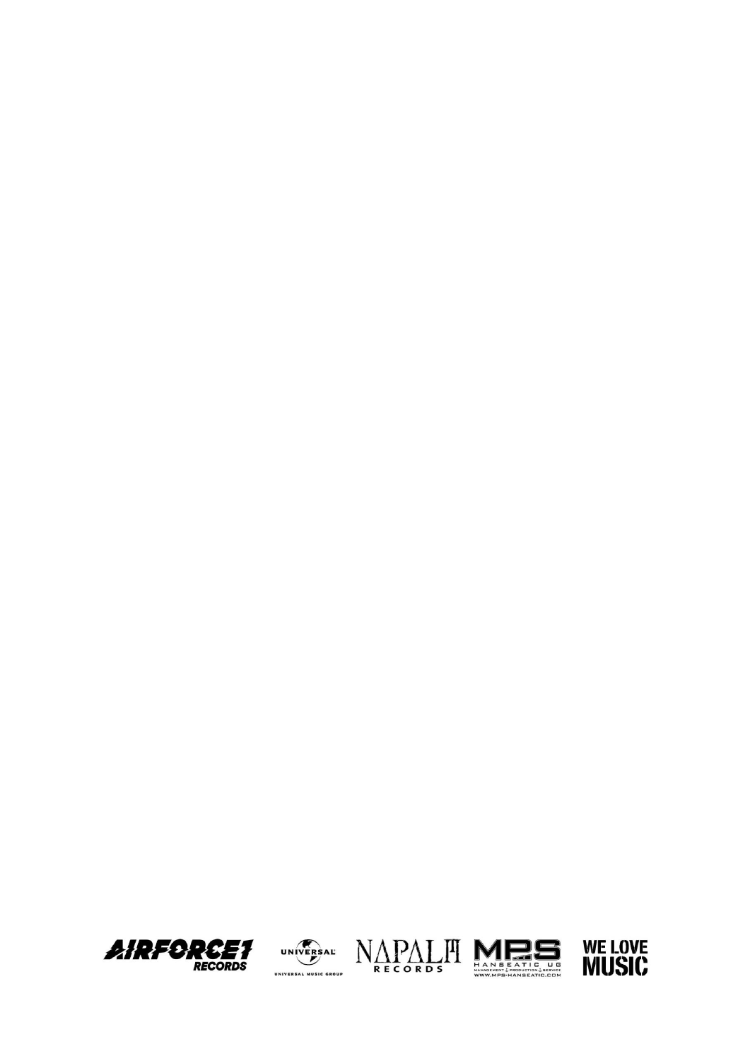AIRFORCE1 RECORDS

UNIVERSAL
UNIVERSAL MUSIC GROUP

NAPALM RECORDS

MPS
HANSEATIC UG
MANAGEMENT & PRODUCTION & SERVICE
WWW.MPS-HANSEATIC.COM

WE LOVE MUSIC